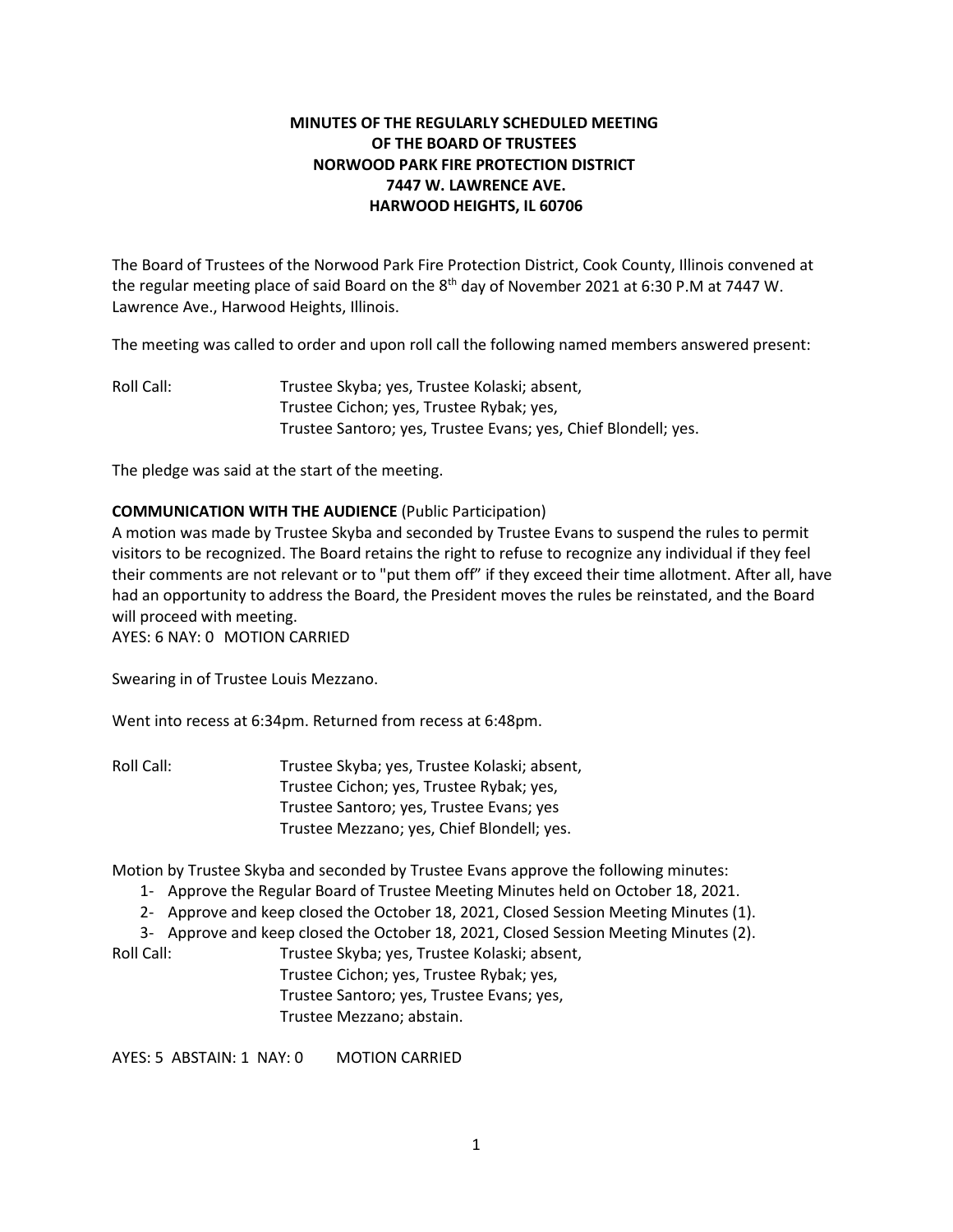**MINUTES OF THE REGULARLY SCHEDULED MEETING
OF THE BOARD OF TRUSTEES
NORWOOD PARK FIRE PROTECTION DISTRICT
7447 W. LAWRENCE AVE.
HARWOOD HEIGHTS, IL 60706**

The Board of Trustees of the Norwood Park Fire Protection District, Cook County, Illinois convened at the regular meeting place of said Board on the 8th day of November 2021 at 6:30 P.M at 7447 W. Lawrence Ave., Harwood Heights, Illinois.

The meeting was called to order and upon roll call the following named members answered present:

Roll Call: Trustee Skyba; yes, Trustee Kolaski; absent,
Trustee Cichon; yes, Trustee Rybak; yes,
Trustee Santoro; yes, Trustee Evans; yes, Chief Blondell; yes.

The pledge was said at the start of the meeting.

**COMMUNICATION WITH THE AUDIENCE** (Public Participation)
A motion was made by Trustee Skyba and seconded by Trustee Evans to suspend the rules to permit visitors to be recognized. The Board retains the right to refuse to recognize any individual if they feel their comments are not relevant or to "put them off" if they exceed their time allotment. After all, have had an opportunity to address the Board, the President moves the rules be reinstated, and the Board will proceed with meeting.
AYES: 6 NAY: 0 MOTION CARRIED

Swearing in of Trustee Louis Mezzano.

Went into recess at 6:34pm. Returned from recess at 6:48pm.

Roll Call: Trustee Skyba; yes, Trustee Kolaski; absent,
Trustee Cichon; yes, Trustee Rybak; yes,
Trustee Santoro; yes, Trustee Evans; yes
Trustee Mezzano; yes, Chief Blondell; yes.

Motion by Trustee Skyba and seconded by Trustee Evans approve the following minutes:

1- Approve the Regular Board of Trustee Meeting Minutes held on October 18, 2021.
2- Approve and keep closed the October 18, 2021, Closed Session Meeting Minutes (1).
3- Approve and keep closed the October 18, 2021, Closed Session Meeting Minutes (2).

Roll Call: Trustee Skyba; yes, Trustee Kolaski; absent,
Trustee Cichon; yes, Trustee Rybak; yes,
Trustee Santoro; yes, Trustee Evans; yes,
Trustee Mezzano; abstain.

AYES: 5 ABSTAIN: 1 NAY: 0 MOTION CARRIED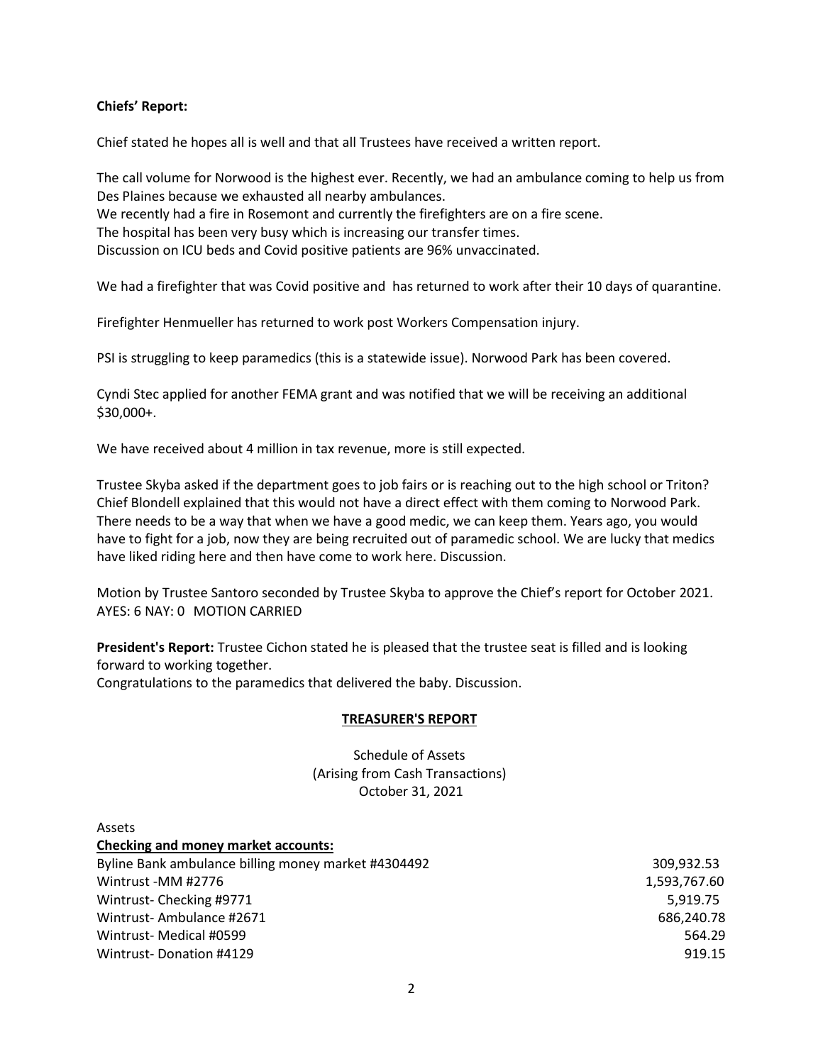**Chiefs' Report:**

Chief stated he hopes all is well and that all Trustees have received a written report.

The call volume for Norwood is the highest ever. Recently, we had an ambulance coming to help us from Des Plaines because we exhausted all nearby ambulances.
We recently had a fire in Rosemont and currently the firefighters are on a fire scene.
The hospital has been very busy which is increasing our transfer times.
Discussion on ICU beds and Covid positive patients are 96% unvaccinated.

We had a firefighter that was Covid positive and has returned to work after their 10 days of quarantine.

Firefighter Henmueller has returned to work post Workers Compensation injury.

PSI is struggling to keep paramedics (this is a statewide issue). Norwood Park has been covered.

Cyndi Stec applied for another FEMA grant and was notified that we will be receiving an additional $30,000+.

We have received about 4 million in tax revenue, more is still expected.

Trustee Skyba asked if the department goes to job fairs or is reaching out to the high school or Triton? Chief Blondell explained that this would not have a direct effect with them coming to Norwood Park. There needs to be a way that when we have a good medic, we can keep them. Years ago, you would have to fight for a job, now they are being recruited out of paramedic school. We are lucky that medics have liked riding here and then have come to work here. Discussion.

Motion by Trustee Santoro seconded by Trustee Skyba to approve the Chief's report for October 2021.
AYES: 6 NAY: 0 MOTION CARRIED

**President's Report:** Trustee Cichon stated he is pleased that the trustee seat is filled and is looking forward to working together.
Congratulations to the paramedics that delivered the baby. Discussion.

## TREASURER'S REPORT

Schedule of Assets
(Arising from Cash Transactions)
October 31, 2021

Assets

**Checking and money market accounts:**

| | |
|---|---:|
| Byline Bank ambulance billing money market #4304492 | 309,932.53 |
| Wintrust -MM #2776 | 1,593,767.60 |
| Wintrust- Checking #9771 | 5,919.75 |
| Wintrust- Ambulance #2671 | 686,240.78 |
| Wintrust- Medical #0599 | 564.29 |
| Wintrust- Donation #4129 | 919.15 |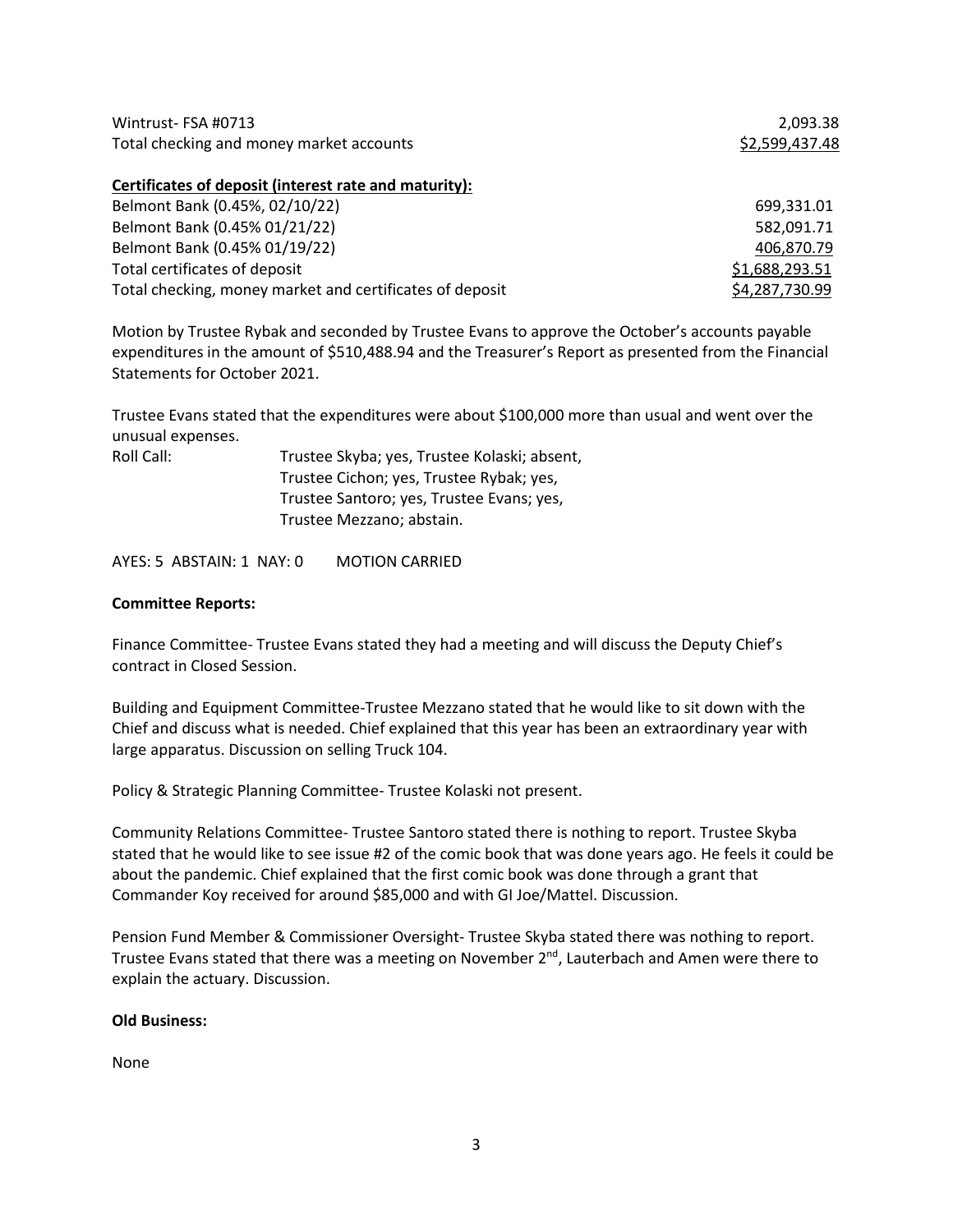| | |
|---|---|
| Wintrust- FSA #0713 | 2,093.38 |
| Total checking and money market accounts | $2,599,437.48 |

**Certificates of deposit (interest rate and maturity):**

| | |
|---|---|
| Belmont Bank (0.45%, 02/10/22) | 699,331.01 |
| Belmont Bank (0.45% 01/21/22) | 582,091.71 |
| Belmont Bank (0.45% 01/19/22) | 406,870.79 |
| Total certificates of deposit | $1,688,293.51 |
| Total checking, money market and certificates of deposit | $4,287,730.99 |

Motion by Trustee Rybak and seconded by Trustee Evans to approve the October's accounts payable expenditures in the amount of $510,488.94 and the Treasurer's Report as presented from the Financial Statements for October 2021.

Trustee Evans stated that the expenditures were about $100,000 more than usual and went over the unusual expenses.

Roll Call: Trustee Skyba; yes, Trustee Kolaski; absent,
Trustee Cichon; yes, Trustee Rybak; yes,
Trustee Santoro; yes, Trustee Evans; yes,
Trustee Mezzano; abstain.

AYES: 5 ABSTAIN: 1 NAY: 0 MOTION CARRIED

**Committee Reports:**

Finance Committee- Trustee Evans stated they had a meeting and will discuss the Deputy Chief's contract in Closed Session.

Building and Equipment Committee-Trustee Mezzano stated that he would like to sit down with the Chief and discuss what is needed. Chief explained that this year has been an extraordinary year with large apparatus. Discussion on selling Truck 104.

Policy & Strategic Planning Committee- Trustee Kolaski not present.

Community Relations Committee- Trustee Santoro stated there is nothing to report. Trustee Skyba stated that he would like to see issue #2 of the comic book that was done years ago. He feels it could be about the pandemic. Chief explained that the first comic book was done through a grant that Commander Koy received for around $85,000 and with GI Joe/Mattel. Discussion.

Pension Fund Member & Commissioner Oversight- Trustee Skyba stated there was nothing to report. Trustee Evans stated that there was a meeting on November 2nd, Lauterbach and Amen were there to explain the actuary. Discussion.

**Old Business:**

None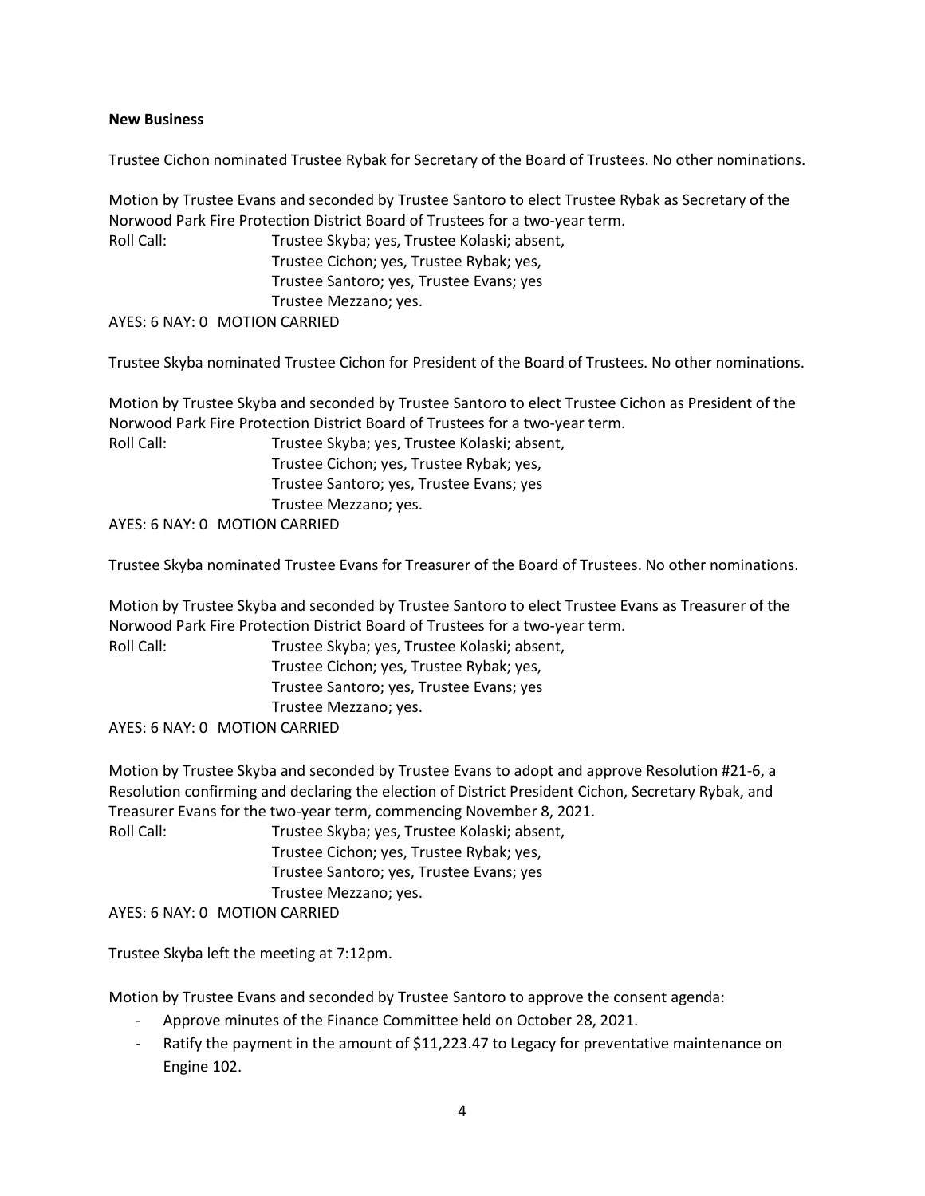**New Business**

Trustee Cichon nominated Trustee Rybak for Secretary of the Board of Trustees. No other nominations.

Motion by Trustee Evans and seconded by Trustee Santoro to elect Trustee Rybak as Secretary of the Norwood Park Fire Protection District Board of Trustees for a two-year term.

Roll Call: Trustee Skyba; yes, Trustee Kolaski; absent,
Trustee Cichon; yes, Trustee Rybak; yes,
Trustee Santoro; yes, Trustee Evans; yes
Trustee Mezzano; yes.

AYES: 6 NAY: 0 MOTION CARRIED

Trustee Skyba nominated Trustee Cichon for President of the Board of Trustees. No other nominations.

Motion by Trustee Skyba and seconded by Trustee Santoro to elect Trustee Cichon as President of the Norwood Park Fire Protection District Board of Trustees for a two-year term.

Roll Call: Trustee Skyba; yes, Trustee Kolaski; absent,
Trustee Cichon; yes, Trustee Rybak; yes,
Trustee Santoro; yes, Trustee Evans; yes
Trustee Mezzano; yes.

AYES: 6 NAY: 0 MOTION CARRIED

Trustee Skyba nominated Trustee Evans for Treasurer of the Board of Trustees. No other nominations.

Motion by Trustee Skyba and seconded by Trustee Santoro to elect Trustee Evans as Treasurer of the Norwood Park Fire Protection District Board of Trustees for a two-year term.

Roll Call: Trustee Skyba; yes, Trustee Kolaski; absent,
Trustee Cichon; yes, Trustee Rybak; yes,
Trustee Santoro; yes, Trustee Evans; yes
Trustee Mezzano; yes.

AYES: 6 NAY: 0 MOTION CARRIED

Motion by Trustee Skyba and seconded by Trustee Evans to adopt and approve Resolution #21-6, a Resolution confirming and declaring the election of District President Cichon, Secretary Rybak, and Treasurer Evans for the two-year term, commencing November 8, 2021.

Roll Call: Trustee Skyba; yes, Trustee Kolaski; absent,
Trustee Cichon; yes, Trustee Rybak; yes,
Trustee Santoro; yes, Trustee Evans; yes
Trustee Mezzano; yes.

AYES: 6 NAY: 0 MOTION CARRIED

Trustee Skyba left the meeting at 7:12pm.

Motion by Trustee Evans and seconded by Trustee Santoro to approve the consent agenda:

- Approve minutes of the Finance Committee held on October 28, 2021.
- Ratify the payment in the amount of $11,223.47 to Legacy for preventative maintenance on Engine 102.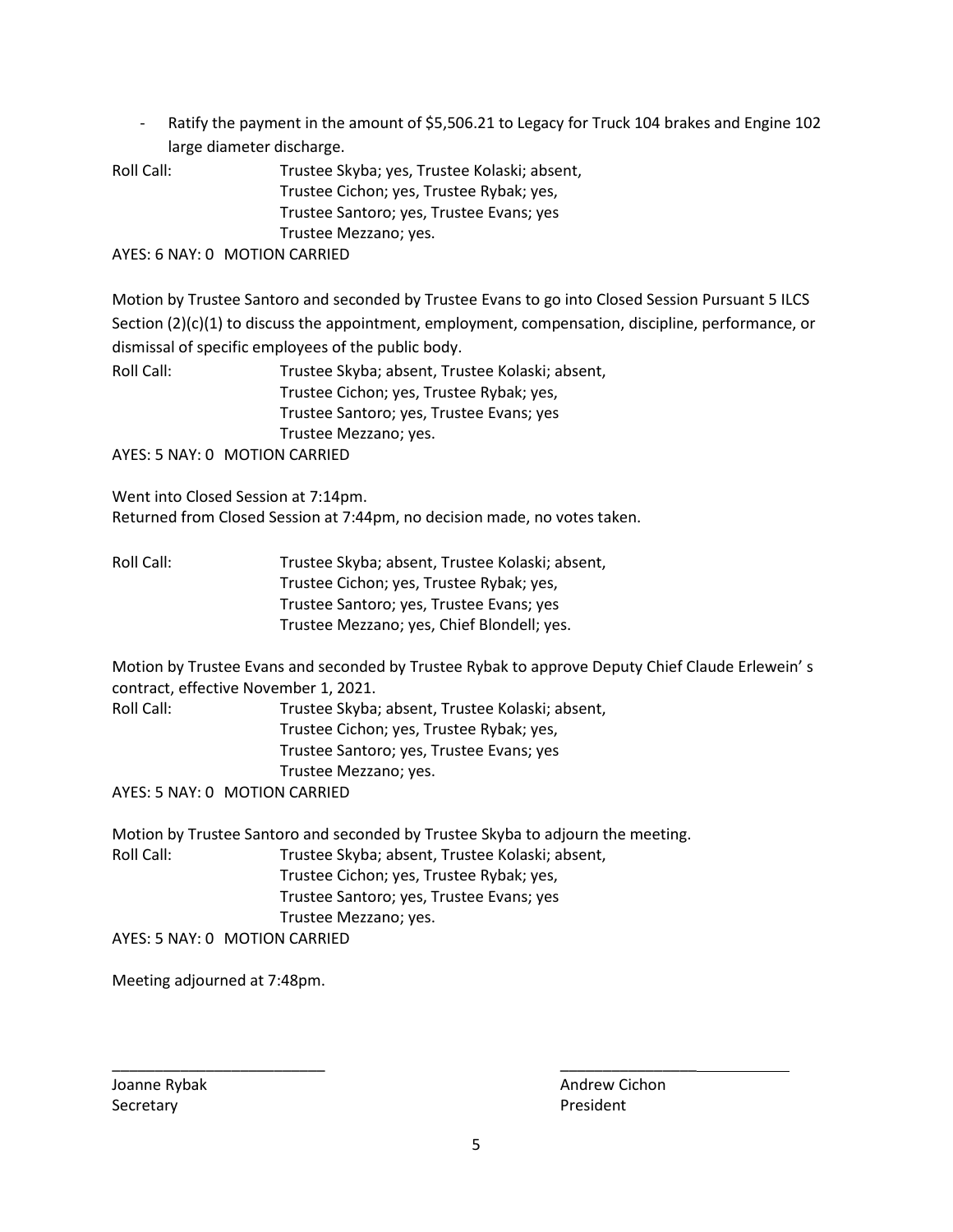- Ratify the payment in the amount of $5,506.21 to Legacy for Truck 104 brakes and Engine 102 large diameter discharge.

Roll Call: Trustee Skyba; yes, Trustee Kolaski; absent,
Trustee Cichon; yes, Trustee Rybak; yes,
Trustee Santoro; yes, Trustee Evans; yes
Trustee Mezzano; yes.

AYES: 6 NAY: 0 MOTION CARRIED

Motion by Trustee Santoro and seconded by Trustee Evans to go into Closed Session Pursuant 5 ILCS Section (2)(c)(1) to discuss the appointment, employment, compensation, discipline, performance, or dismissal of specific employees of the public body.

Roll Call: Trustee Skyba; absent, Trustee Kolaski; absent,
Trustee Cichon; yes, Trustee Rybak; yes,
Trustee Santoro; yes, Trustee Evans; yes
Trustee Mezzano; yes.

AYES: 5 NAY: 0 MOTION CARRIED

Went into Closed Session at 7:14pm.
Returned from Closed Session at 7:44pm, no decision made, no votes taken.

Roll Call: Trustee Skyba; absent, Trustee Kolaski; absent,
Trustee Cichon; yes, Trustee Rybak; yes,
Trustee Santoro; yes, Trustee Evans; yes
Trustee Mezzano; yes, Chief Blondell; yes.

Motion by Trustee Evans and seconded by Trustee Rybak to approve Deputy Chief Claude Erlewein' s contract, effective November 1, 2021.

Roll Call: Trustee Skyba; absent, Trustee Kolaski; absent,
Trustee Cichon; yes, Trustee Rybak; yes,
Trustee Santoro; yes, Trustee Evans; yes
Trustee Mezzano; yes.

AYES: 5 NAY: 0 MOTION CARRIED

Motion by Trustee Santoro and seconded by Trustee Skyba to adjourn the meeting.

Roll Call: Trustee Skyba; absent, Trustee Kolaski; absent,
Trustee Cichon; yes, Trustee Rybak; yes,
Trustee Santoro; yes, Trustee Evans; yes
Trustee Mezzano; yes.

AYES: 5 NAY: 0 MOTION CARRIED

Meeting adjourned at 7:48pm.

_________________________

Joanne Rybak
Secretary

_________________________

Andrew Cichon
President